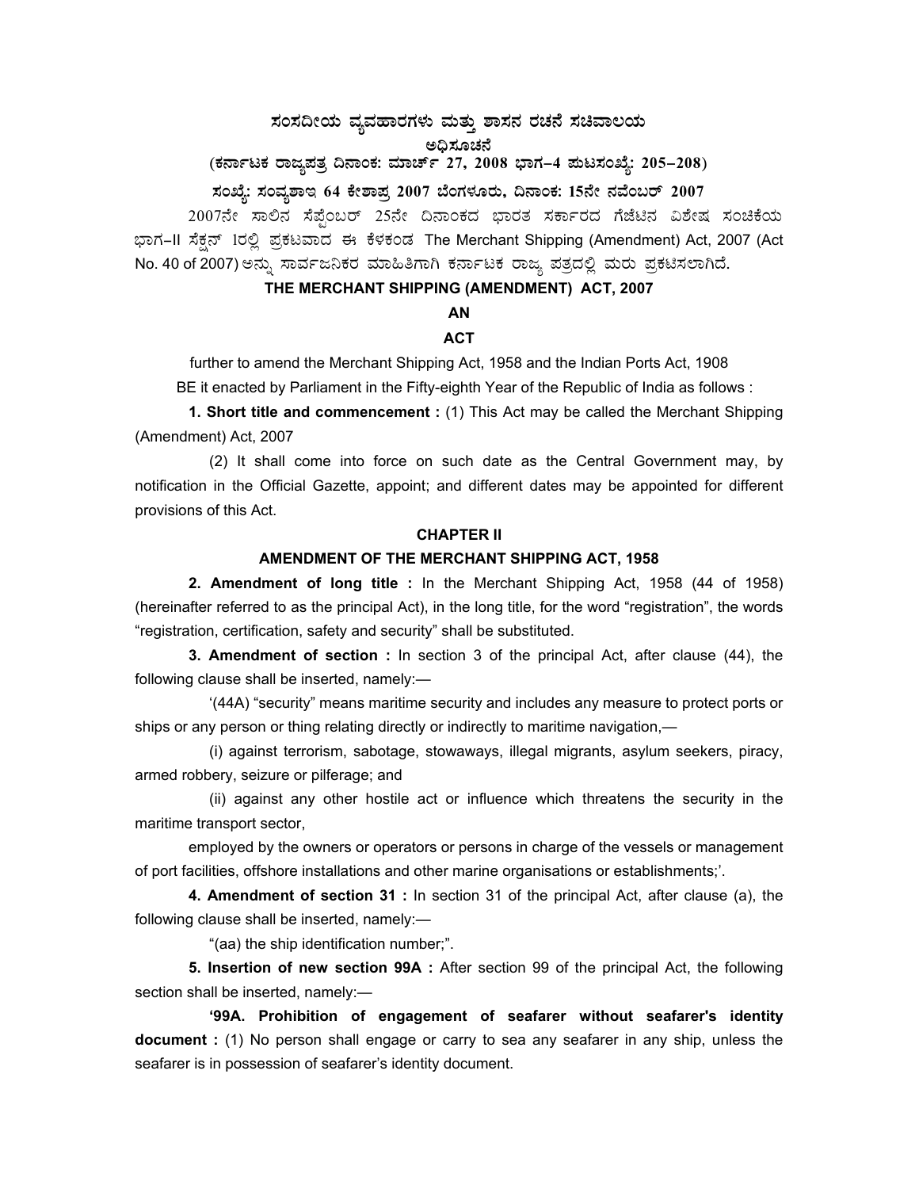# ಸಂಸದೀಯ ವ್ಯವಹಾರಗಳು ಮತ್ತು ಶಾಸನ ರಚನೆ ಸಚಿವಾಲಯ

## ಅಧಿಸೂಚನೆ

**(ಕರ್ನಾಟಕ ರಾಜ್ಯಪತ್ರ ದಿನಾಂಕ: ಮಾರ್ಚ್ 27, 2008 ಭಾಗ–4 ಪುಟಸಂಖ್ಯೆ: 205–208)**

**ಸಂಖ್ಯೆ: ಸಂವ್ಯಶಾಇ 64 ಕೇಶಾಪ್ರ 2007 ಬೆಂಗಳೂರು, ದಿನಾಂಕ: 15ನೇ ನವೆಂಬರ್ 2007**

2007ನೇ ಸಾಲಿನ ಸೆಪ್ಟೆಂಬರ್ 25ನೇ ದಿನಾಂಕದ ಭಾರತ ಸರ್ಕಾರದ ಗೆಜೆಟಿನ ವಿಶೇಷ ಸಂಚಿಕೆಯ ಭಾಗ–II ಸೆಕ್ಷನ್ 1ರಲ್ಲಿ ಪ್ರಕಟವಾದ ಈ ಕೆಳಕಂಡ The Merchant Shipping (Amendment) Act, 2007 (Act No. 40 of 2007) ಅನ್ನು ಸಾರ್ವಜನಿಕರ ಮಾಹಿತಿಗಾಗಿ ಕರ್ನಾಟಕ ರಾಜ್ಯ ಪತ್ರದಲ್ಲಿ ಮರು ಪ್ರಕಟಿಸಲಾಗಿದೆ.

## THE MERCHANT SHIPPING (AMENDMENT) ACT, 2007

**AN**

**ACT**

further to amend the Merchant Shipping Act, 1958 and the Indian Ports Act, 1908

BE it enacted by Parliament in the Fifty-eighth Year of the Republic of India as follows :

**1. Short title and commencement :** (1) This Act may be called the Merchant Shipping (Amendment) Act, 2007

(2) It shall come into force on such date as the Central Government may, by notification in the Official Gazette, appoint; and different dates may be appointed for different provisions of this Act.

### CHAPTER II

### AMENDMENT OF THE MERCHANT SHIPPING ACT, 1958

**2. Amendment of long title :** In the Merchant Shipping Act, 1958 (44 of 1958) (hereinafter referred to as the principal Act), in the long title, for the word "registration", the words "registration, certification, safety and security" shall be substituted.

**3. Amendment of section :** In section 3 of the principal Act, after clause (44), the following clause shall be inserted, namely:—

'(44A) "security" means maritime security and includes any measure to protect ports or ships or any person or thing relating directly or indirectly to maritime navigation,—

(i) against terrorism, sabotage, stowaways, illegal migrants, asylum seekers, piracy, armed robbery, seizure or pilferage; and

(ii) against any other hostile act or influence which threatens the security in the maritime transport sector,

employed by the owners or operators or persons in charge of the vessels or management of port facilities, offshore installations and other marine organisations or establishments;'.

**4. Amendment of section 31 :** In section 31 of the principal Act, after clause (a), the following clause shall be inserted, namely:—

"(aa) the ship identification number;".

**5. Insertion of new section 99A :** After section 99 of the principal Act, the following section shall be inserted, namely:—

**'99A. Prohibition of engagement of seafarer without seafarer's identity document :** (1) No person shall engage or carry to sea any seafarer in any ship, unless the seafarer is in possession of seafarer's identity document.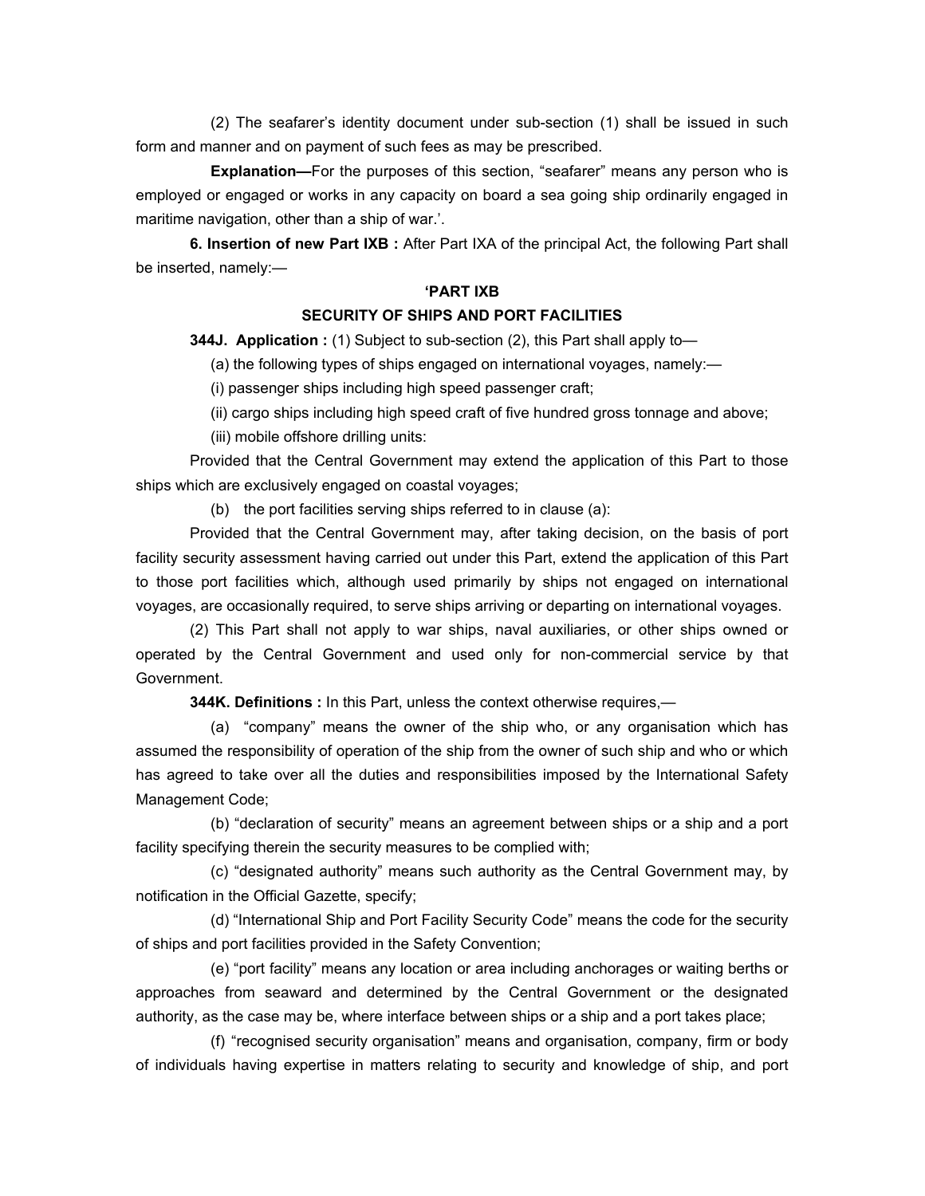(2) The seafarer's identity document under sub-section (1) shall be issued in such form and manner and on payment of such fees as may be prescribed.

**Explanation—**For the purposes of this section, "seafarer" means any person who is employed or engaged or works in any capacity on board a sea going ship ordinarily engaged in maritime navigation, other than a ship of war.'.

**6. Insertion of new Part IXB :** After Part IXA of the principal Act, the following Part shall be inserted, namely:—

**'PART IXB**

**SECURITY OF SHIPS AND PORT FACILITIES**

**344J. Application :** (1) Subject to sub-section (2), this Part shall apply to—

(a) the following types of ships engaged on international voyages, namely:—

(i) passenger ships including high speed passenger craft;

(ii) cargo ships including high speed craft of five hundred gross tonnage and above;

(iii) mobile offshore drilling units:

Provided that the Central Government may extend the application of this Part to those ships which are exclusively engaged on coastal voyages;

(b) the port facilities serving ships referred to in clause (a):

Provided that the Central Government may, after taking decision, on the basis of port facility security assessment having carried out under this Part, extend the application of this Part to those port facilities which, although used primarily by ships not engaged on international voyages, are occasionally required, to serve ships arriving or departing on international voyages.

(2) This Part shall not apply to war ships, naval auxiliaries, or other ships owned or operated by the Central Government and used only for non-commercial service by that Government.

**344K. Definitions :** In this Part, unless the context otherwise requires,—

(a) "company" means the owner of the ship who, or any organisation which has assumed the responsibility of operation of the ship from the owner of such ship and who or which has agreed to take over all the duties and responsibilities imposed by the International Safety Management Code;

(b) "declaration of security" means an agreement between ships or a ship and a port facility specifying therein the security measures to be complied with;

(c) "designated authority" means such authority as the Central Government may, by notification in the Official Gazette, specify;

(d) "International Ship and Port Facility Security Code" means the code for the security of ships and port facilities provided in the Safety Convention;

(e) "port facility" means any location or area including anchorages or waiting berths or approaches from seaward and determined by the Central Government or the designated authority, as the case may be, where interface between ships or a ship and a port takes place;

(f) "recognised security organisation" means and organisation, company, firm or body of individuals having expertise in matters relating to security and knowledge of ship, and port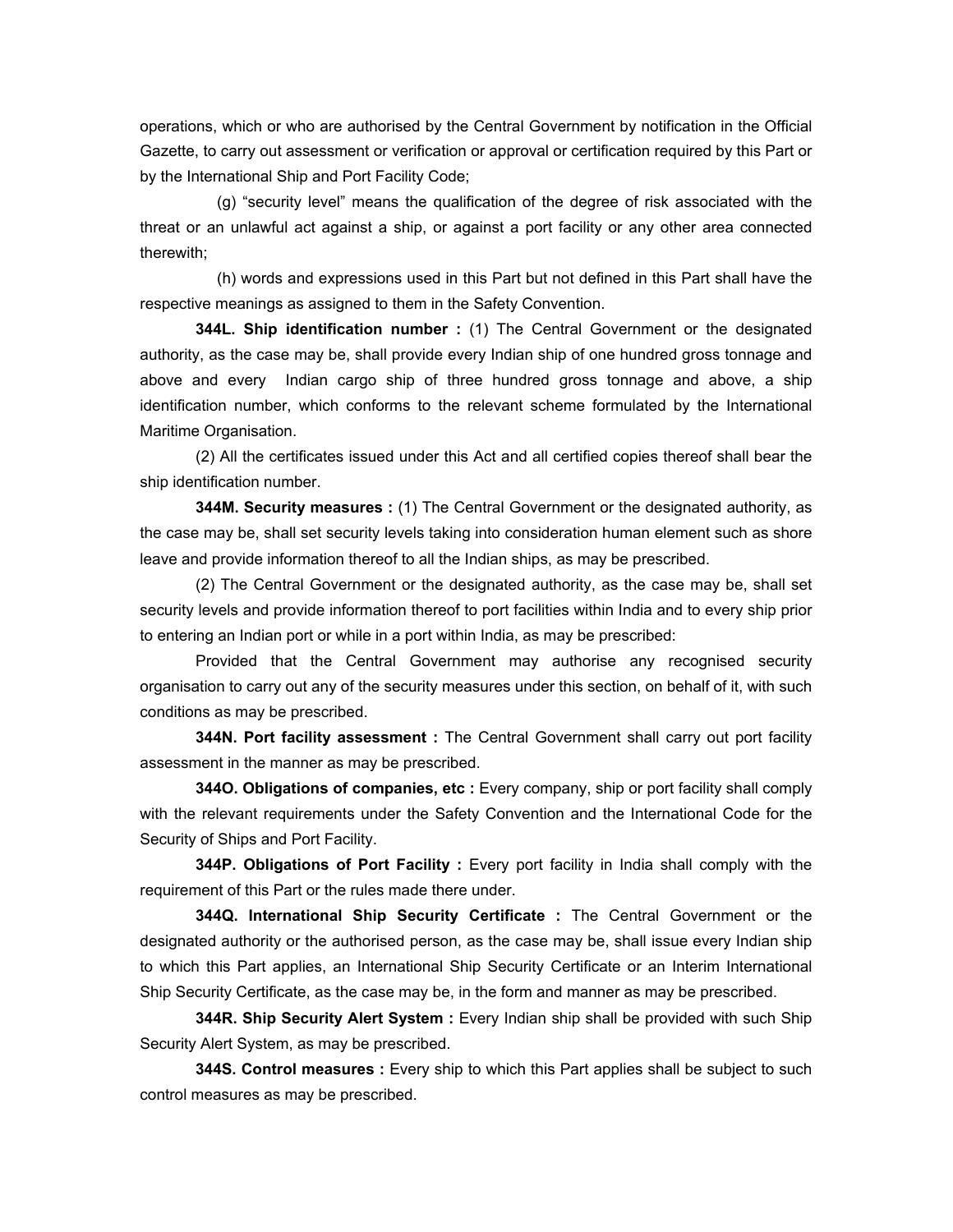operations, which or who are authorised by the Central Government by notification in the Official Gazette, to carry out assessment or verification or approval or certification required by this Part or by the International Ship and Port Facility Code;

(g) "security level" means the qualification of the degree of risk associated with the threat or an unlawful act against a ship, or against a port facility or any other area connected therewith;

(h) words and expressions used in this Part but not defined in this Part shall have the respective meanings as assigned to them in the Safety Convention.

**344L. Ship identification number :** (1) The Central Government or the designated authority, as the case may be, shall provide every Indian ship of one hundred gross tonnage and above and every Indian cargo ship of three hundred gross tonnage and above, a ship identification number, which conforms to the relevant scheme formulated by the International Maritime Organisation.

(2) All the certificates issued under this Act and all certified copies thereof shall bear the ship identification number.

**344M. Security measures :** (1) The Central Government or the designated authority, as the case may be, shall set security levels taking into consideration human element such as shore leave and provide information thereof to all the Indian ships, as may be prescribed.

(2) The Central Government or the designated authority, as the case may be, shall set security levels and provide information thereof to port facilities within India and to every ship prior to entering an Indian port or while in a port within India, as may be prescribed:

Provided that the Central Government may authorise any recognised security organisation to carry out any of the security measures under this section, on behalf of it, with such conditions as may be prescribed.

**344N. Port facility assessment :** The Central Government shall carry out port facility assessment in the manner as may be prescribed.

**344O. Obligations of companies, etc :** Every company, ship or port facility shall comply with the relevant requirements under the Safety Convention and the International Code for the Security of Ships and Port Facility.

**344P. Obligations of Port Facility :** Every port facility in India shall comply with the requirement of this Part or the rules made there under.

**344Q. International Ship Security Certificate :** The Central Government or the designated authority or the authorised person, as the case may be, shall issue every Indian ship to which this Part applies, an International Ship Security Certificate or an Interim International Ship Security Certificate, as the case may be, in the form and manner as may be prescribed.

**344R. Ship Security Alert System :** Every Indian ship shall be provided with such Ship Security Alert System, as may be prescribed.

**344S. Control measures :** Every ship to which this Part applies shall be subject to such control measures as may be prescribed.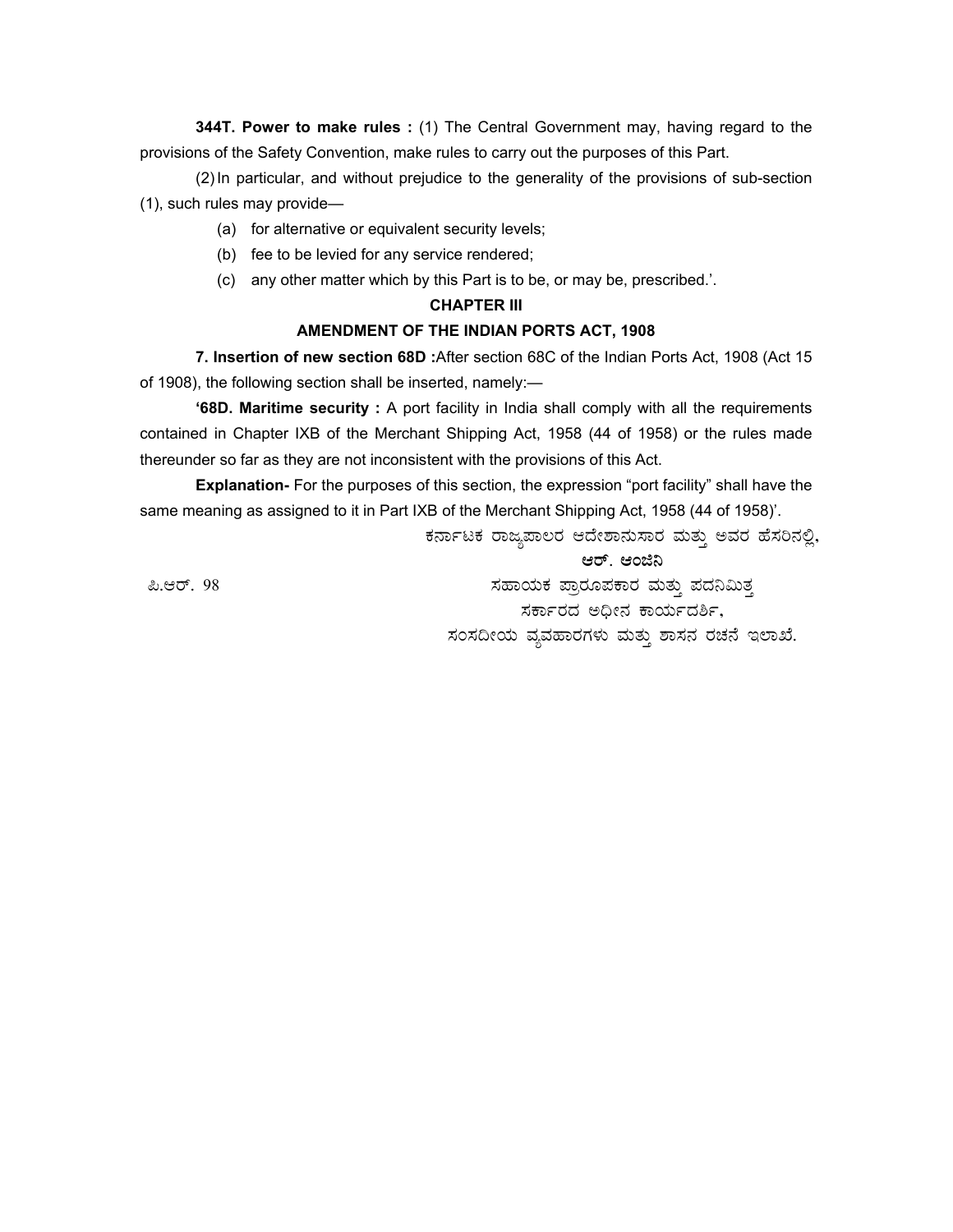**344T. Power to make rules :** (1) The Central Government may, having regard to the provisions of the Safety Convention, make rules to carry out the purposes of this Part.

(2) In particular, and without prejudice to the generality of the provisions of sub-section (1), such rules may provide—

(a) for alternative or equivalent security levels;

(b) fee to be levied for any service rendered;

(c) any other matter which by this Part is to be, or may be, prescribed.'.

**CHAPTER III**

**AMENDMENT OF THE INDIAN PORTS ACT, 1908**

**7. Insertion of new section 68D :** After section 68C of the Indian Ports Act, 1908 (Act 15 of 1908), the following section shall be inserted, namely:—

**'68D. Maritime security :** A port facility in India shall comply with all the requirements contained in Chapter IXB of the Merchant Shipping Act, 1958 (44 of 1958) or the rules made thereunder so far as they are not inconsistent with the provisions of this Act.

**Explanation-** For the purposes of this section, the expression "port facility" shall have the same meaning as assigned to it in Part IXB of the Merchant Shipping Act, 1958 (44 of 1958)'.

ಕರ್ನಾಟಕ ರಾಜ್ಯಪಾಲರ ಆದೇಶಾನುಸಾರ ಮತ್ತು ಅವರ ಹೆಸರಿನಲ್ಲಿ,

**ಆರ್. ಆಂಜಿನಿ**

ಪಿ.ಆರ್. 98

ಸಹಾಯಕ ಪ್ರಾರೂಪಕಾರ ಮತ್ತು ಪದನಿಮಿತ್ತ

ಸರ್ಕಾರದ ಅಧೀನ ಕಾರ್ಯದರ್ಶಿ,

ಸಂಸದೀಯ ವ್ಯವಹಾರಗಳು ಮತ್ತು ಶಾಸನ ರಚನೆ ಇಲಾಖೆ.